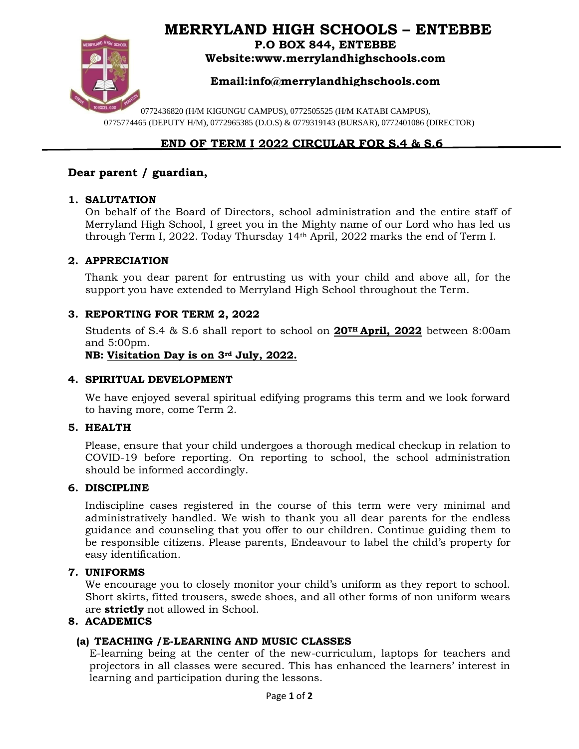# MERRYLAND HIGH SCHOOLS – ENTEBBE

**P.O BOX 844, ENTEBBE**

**Website:www.merrylandhighschools.com**

**Email:info@merrylandhighschools.com**

0772436820 (H/M KIGUNGU CAMPUS), 0772505525 (H/M KATABI CAMPUS), 0775774465 (DEPUTY H/M), 0772965385 (D.O.S) & 0779319143 (BURSAR), 0772401086 (DIRECTOR)

## END OF TERM I 2022 CIRCULAR FOR S.4 & S.6

**Dear parent / guardian,**

1. **SALUTATION**
   On behalf of the Board of Directors, school administration and the entire staff of Merryland High School, I greet you in the Mighty name of our Lord who has led us through Term I, 2022. Today Thursday 14th April, 2022 marks the end of Term I.

2. **APPRECIATION**
   Thank you dear parent for entrusting us with your child and above all, for the support you have extended to Merryland High School throughout the Term.

3. **REPORTING FOR TERM 2, 2022**
   Students of S.4 & S.6 shall report to school on **20TH April, 2022** between 8:00am and 5:00pm.
   **NB: Visitation Day is on 3rd July, 2022.**

4. **SPIRITUAL DEVELOPMENT**
   We have enjoyed several spiritual edifying programs this term and we look forward to having more, come Term 2.

5. **HEALTH**
   Please, ensure that your child undergoes a thorough medical checkup in relation to COVID-19 before reporting. On reporting to school, the school administration should be informed accordingly.

6. **DISCIPLINE**
   Indiscipline cases registered in the course of this term were very minimal and administratively handled. We wish to thank you all dear parents for the endless guidance and counseling that you offer to our children. Continue guiding them to be responsible citizens. Please parents, Endeavour to label the child's property for easy identification.

7. **UNIFORMS**
   We encourage you to closely monitor your child's uniform as they report to school. Short skirts, fitted trousers, swede shoes, and all other forms of non uniform wears are **strictly** not allowed in School.

8. **ACADEMICS**

   **(a) TEACHING /E-LEARNING AND MUSIC CLASSES**
   E-learning being at the center of the new-curriculum, laptops for teachers and projectors in all classes were secured. This has enhanced the learners' interest in learning and participation during the lessons.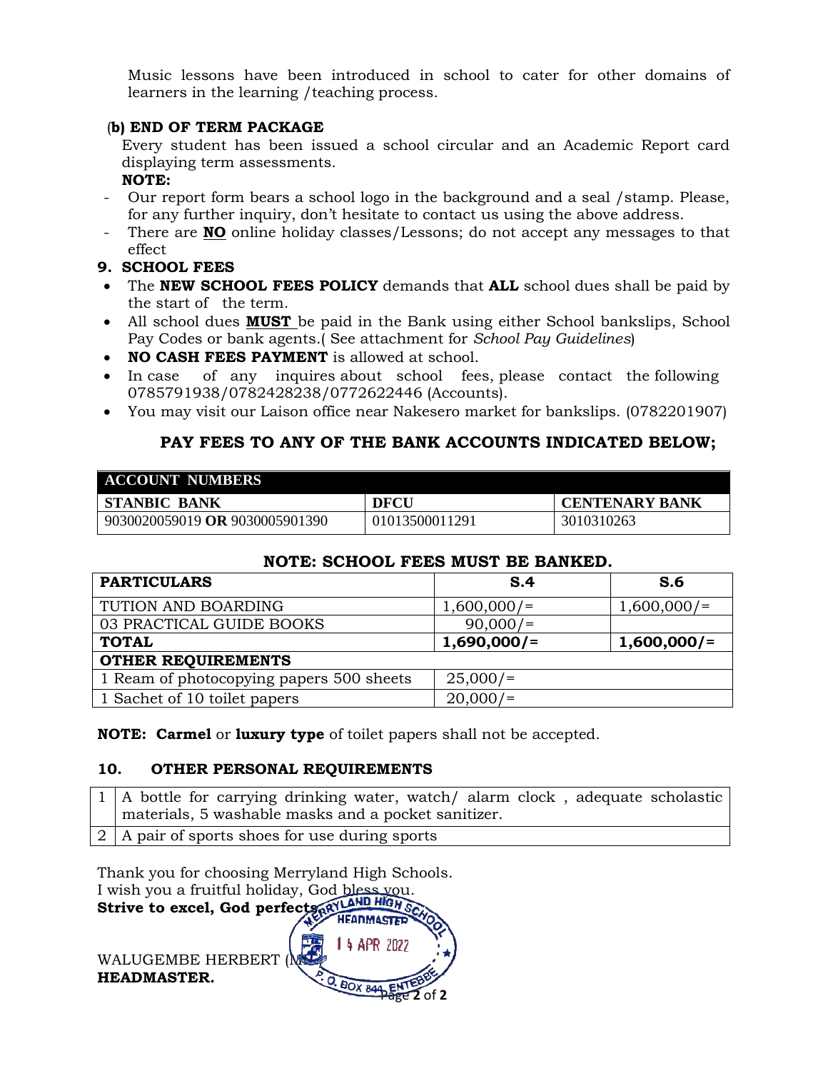Music lessons have been introduced in school to cater for other domains of learners in the learning /teaching process.

**(b) END OF TERM PACKAGE**

Every student has been issued a school circular and an Academic Report card displaying term assessments.

**NOTE:**

- Our report form bears a school logo in the background and a seal /stamp. Please, for any further inquiry, don't hesitate to contact us using the above address.
- There are **NO** online holiday classes/Lessons; do not accept any messages to that effect

## 9. SCHOOL FEES

- The **NEW SCHOOL FEES POLICY** demands that **ALL** school dues shall be paid by the start of the term.
- All school dues **MUST** be paid in the Bank using either School bankslips, School Pay Codes or bank agents.( See attachment for *School Pay Guidelines*)
- **NO CASH FEES PAYMENT** is allowed at school.
- In case of any inquires about school fees, please contact the following 0785791938/0782428238/0772622446 (Accounts).
- You may visit our Laison office near Nakesero market for bankslips. (0782201907)

### PAY FEES TO ANY OF THE BANK ACCOUNTS INDICATED BELOW;

| ACCOUNT NUMBERS | | |
|---|---|---|
| **STANBIC BANK** | **DFCU** | **CENTENARY BANK** |
| 9030020059019 **OR** 9030005901390 | 01013500011291 | 3010310263 |

### NOTE: SCHOOL FEES MUST BE BANKED.

| PARTICULARS | S.4 | S.6 |
|---|---|---|
| TUTION AND BOARDING | 1,600,000/= | 1,600,000/= |
| 03 PRACTICAL GUIDE BOOKS | 90,000/= | |
| **TOTAL** | **1,690,000/=** | **1,600,000/=** |
| **OTHER REQUIREMENTS** | | |
| 1 Ream of photocopying papers 500 sheets | 25,000/= | |
| 1 Sachet of 10 toilet papers | 20,000/= | |

**NOTE: Carmel** or **luxury type** of toilet papers shall not be accepted.

## 10. OTHER PERSONAL REQUIREMENTS

| | |
|---|---|
| 1 | A bottle for carrying drinking water, watch/ alarm clock , adequate scholastic materials, 5 washable masks and a pocket sanitizer. |
| 2 | A pair of sports shoes for use during sports |

Thank you for choosing Merryland High Schools.
I wish you a fruitful holiday, God bless you.
**Strive to excel, God perfects**

MERRYLAND HIGH SCHOOL HEADMASTER 14 APR 2022 P. O. BOX 844, ENTEBBE

WALUGEMBE HERBERT (M
**HEADMASTER.**